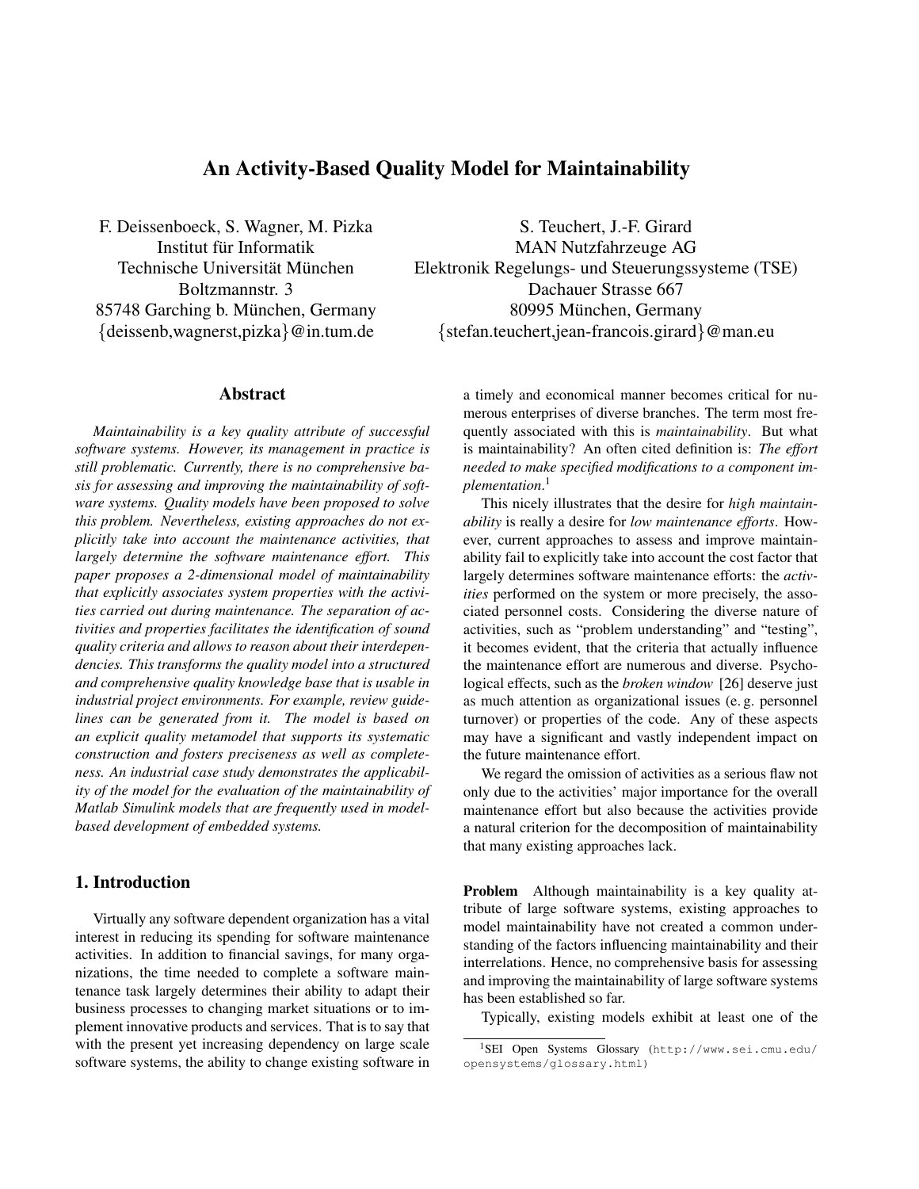# An Activity-Based Quality Model for Maintainability

F. Deissenboeck, S. Wagner, M. Pizka
Institut für Informatik
Technische Universität München
Boltzmannstr. 3
85748 Garching b. München, Germany
{deissenb,wagnerst,pizka}@in.tum.de

S. Teuchert, J.-F. Girard
MAN Nutzfahrzeuge AG
Elektronik Regelungs- und Steuerungssysteme (TSE)
Dachauer Strasse 667
80995 München, Germany
{stefan.teuchert,jean-francois.girard}@man.eu

## Abstract

*Maintainability is a key quality attribute of successful software systems. However, its management in practice is still problematic. Currently, there is no comprehensive basis for assessing and improving the maintainability of software systems. Quality models have been proposed to solve this problem. Nevertheless, existing approaches do not explicitly take into account the maintenance activities, that largely determine the software maintenance effort. This paper proposes a 2-dimensional model of maintainability that explicitly associates system properties with the activities carried out during maintenance. The separation of activities and properties facilitates the identification of sound quality criteria and allows to reason about their interdependencies. This transforms the quality model into a structured and comprehensive quality knowledge base that is usable in industrial project environments. For example, review guidelines can be generated from it. The model is based on an explicit quality metamodel that supports its systematic construction and fosters preciseness as well as completeness. An industrial case study demonstrates the applicability of the model for the evaluation of the maintainability of Matlab Simulink models that are frequently used in model-based development of embedded systems.*

## 1. Introduction

Virtually any software dependent organization has a vital interest in reducing its spending for software maintenance activities. In addition to financial savings, for many organizations, the time needed to complete a software maintenance task largely determines their ability to adapt their business processes to changing market situations or to implement innovative products and services. That is to say that with the present yet increasing dependency on large scale software systems, the ability to change existing software in a timely and economical manner becomes critical for numerous enterprises of diverse branches. The term most frequently associated with this is *maintainability*. But what is maintainability? An often cited definition is: *The effort needed to make specified modifications to a component implementation*.[1]

This nicely illustrates that the desire for *high maintainability* is really a desire for *low maintenance efforts*. However, current approaches to assess and improve maintainability fail to explicitly take into account the cost factor that largely determines software maintenance efforts: the *activities* performed on the system or more precisely, the associated personnel costs. Considering the diverse nature of activities, such as "problem understanding" and "testing", it becomes evident, that the criteria that actually influence the maintenance effort are numerous and diverse. Psychological effects, such as the *broken window* [26] deserve just as much attention as organizational issues (e. g. personnel turnover) or properties of the code. Any of these aspects may have a significant and vastly independent impact on the future maintenance effort.

We regard the omission of activities as a serious flaw not only due to the activities' major importance for the overall maintenance effort but also because the activities provide a natural criterion for the decomposition of maintainability that many existing approaches lack.

**Problem** Although maintainability is a key quality attribute of large software systems, existing approaches to model maintainability have not created a common understanding of the factors influencing maintainability and their interrelations. Hence, no comprehensive basis for assessing and improving the maintainability of large software systems has been established so far.

Typically, existing models exhibit at least one of the

[1] SEI Open Systems Glossary (http://www.sei.cmu.edu/opensystems/glossary.html)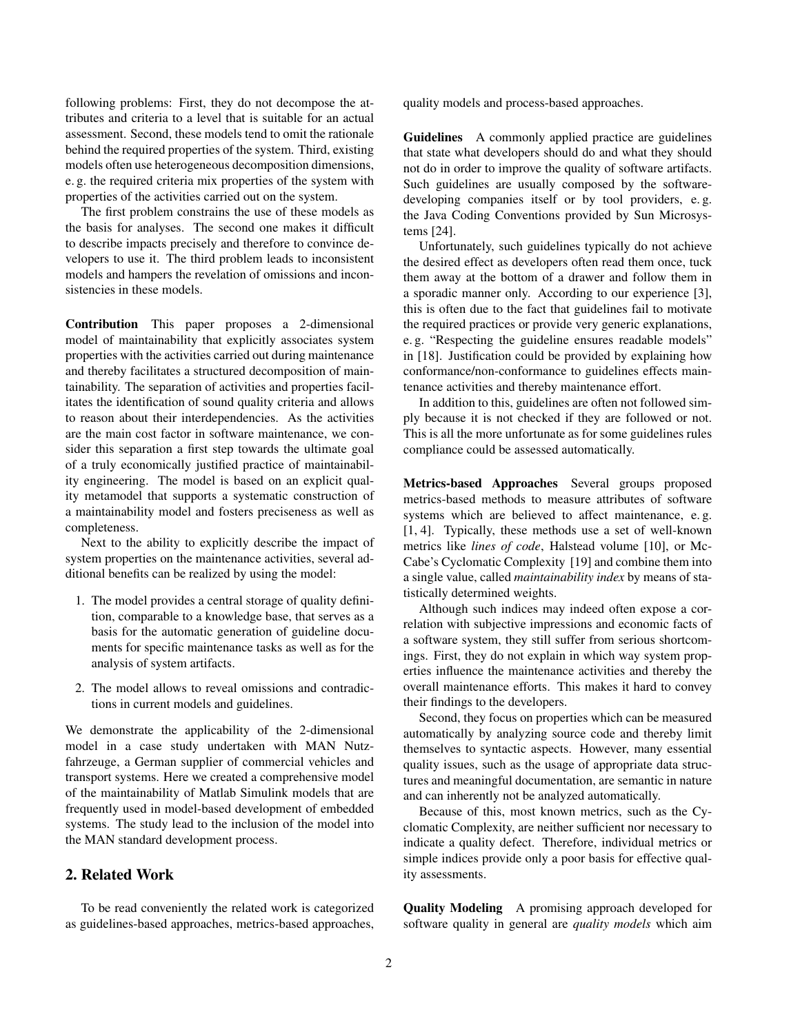following problems: First, they do not decompose the attributes and criteria to a level that is suitable for an actual assessment. Second, these models tend to omit the rationale behind the required properties of the system. Third, existing models often use heterogeneous decomposition dimensions, e. g. the required criteria mix properties of the system with properties of the activities carried out on the system.

The first problem constrains the use of these models as the basis for analyses. The second one makes it difficult to describe impacts precisely and therefore to convince developers to use it. The third problem leads to inconsistent models and hampers the revelation of omissions and inconsistencies in these models.

**Contribution** This paper proposes a 2-dimensional model of maintainability that explicitly associates system properties with the activities carried out during maintenance and thereby facilitates a structured decomposition of maintainability. The separation of activities and properties facilitates the identification of sound quality criteria and allows to reason about their interdependencies. As the activities are the main cost factor in software maintenance, we consider this separation a first step towards the ultimate goal of a truly economically justified practice of maintainability engineering. The model is based on an explicit quality metamodel that supports a systematic construction of a maintainability model and fosters preciseness as well as completeness.

Next to the ability to explicitly describe the impact of system properties on the maintenance activities, several additional benefits can be realized by using the model:

1. The model provides a central storage of quality definition, comparable to a knowledge base, that serves as a basis for the automatic generation of guideline documents for specific maintenance tasks as well as for the analysis of system artifacts.
2. The model allows to reveal omissions and contradictions in current models and guidelines.

We demonstrate the applicability of the 2-dimensional model in a case study undertaken with MAN Nutzfahrzeuge, a German supplier of commercial vehicles and transport systems. Here we created a comprehensive model of the maintainability of Matlab Simulink models that are frequently used in model-based development of embedded systems. The study lead to the inclusion of the model into the MAN standard development process.

## 2. Related Work

To be read conveniently the related work is categorized as guidelines-based approaches, metrics-based approaches, quality models and process-based approaches.

**Guidelines** A commonly applied practice are guidelines that state what developers should do and what they should not do in order to improve the quality of software artifacts. Such guidelines are usually composed by the software-developing companies itself or by tool providers, e. g. the Java Coding Conventions provided by Sun Microsystems [24].

Unfortunately, such guidelines typically do not achieve the desired effect as developers often read them once, tuck them away at the bottom of a drawer and follow them in a sporadic manner only. According to our experience [3], this is often due to the fact that guidelines fail to motivate the required practices or provide very generic explanations, e. g. "Respecting the guideline ensures readable models" in [18]. Justification could be provided by explaining how conformance/non-conformance to guidelines effects maintenance activities and thereby maintenance effort.

In addition to this, guidelines are often not followed simply because it is not checked if they are followed or not. This is all the more unfortunate as for some guidelines rules compliance could be assessed automatically.

**Metrics-based Approaches** Several groups proposed metrics-based methods to measure attributes of software systems which are believed to affect maintenance, e. g. [1, 4]. Typically, these methods use a set of well-known metrics like *lines of code*, Halstead volume [10], or McCabe's Cyclomatic Complexity [19] and combine them into a single value, called *maintainability index* by means of statistically determined weights.

Although such indices may indeed often expose a correlation with subjective impressions and economic facts of a software system, they still suffer from serious shortcomings. First, they do not explain in which way system properties influence the maintenance activities and thereby the overall maintenance efforts. This makes it hard to convey their findings to the developers.

Second, they focus on properties which can be measured automatically by analyzing source code and thereby limit themselves to syntactic aspects. However, many essential quality issues, such as the usage of appropriate data structures and meaningful documentation, are semantic in nature and can inherently not be analyzed automatically.

Because of this, most known metrics, such as the Cyclomatic Complexity, are neither sufficient nor necessary to indicate a quality defect. Therefore, individual metrics or simple indices provide only a poor basis for effective quality assessments.

**Quality Modeling** A promising approach developed for software quality in general are *quality models* which aim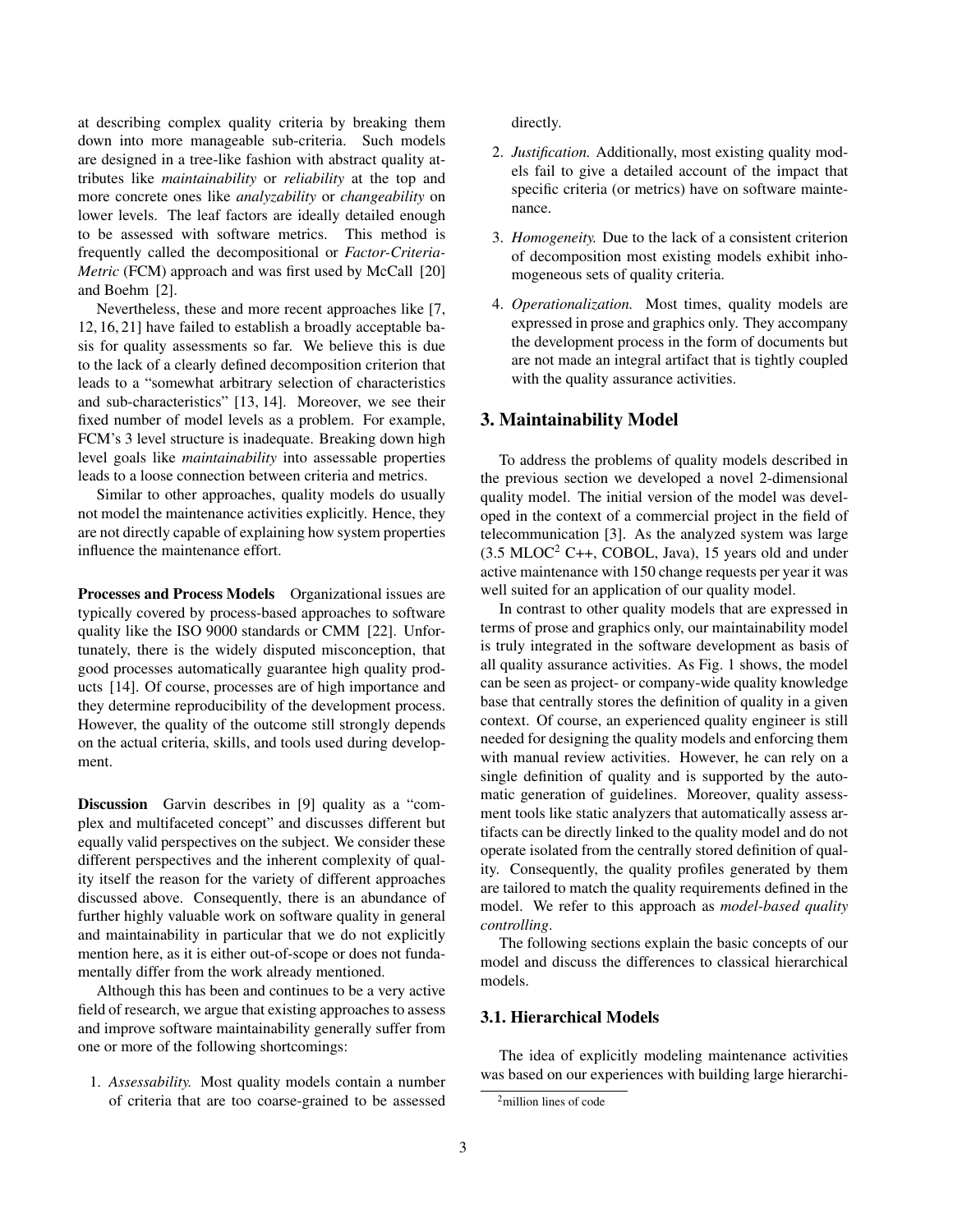at describing complex quality criteria by breaking them down into more manageable sub-criteria. Such models are designed in a tree-like fashion with abstract quality attributes like *maintainability* or *reliability* at the top and more concrete ones like *analyzability* or *changeability* on lower levels. The leaf factors are ideally detailed enough to be assessed with software metrics. This method is frequently called the decompositional or *Factor-Criteria-Metric* (FCM) approach and was first used by McCall [20] and Boehm [2].

Nevertheless, these and more recent approaches like [7, 12, 16, 21] have failed to establish a broadly acceptable basis for quality assessments so far. We believe this is due to the lack of a clearly defined decomposition criterion that leads to a "somewhat arbitrary selection of characteristics and sub-characteristics" [13, 14]. Moreover, we see their fixed number of model levels as a problem. For example, FCM's 3 level structure is inadequate. Breaking down high level goals like *maintainability* into assessable properties leads to a loose connection between criteria and metrics.

Similar to other approaches, quality models do usually not model the maintenance activities explicitly. Hence, they are not directly capable of explaining how system properties influence the maintenance effort.

**Processes and Process Models** Organizational issues are typically covered by process-based approaches to software quality like the ISO 9000 standards or CMM [22]. Unfortunately, there is the widely disputed misconception, that good processes automatically guarantee high quality products [14]. Of course, processes are of high importance and they determine reproducibility of the development process. However, the quality of the outcome still strongly depends on the actual criteria, skills, and tools used during development.

**Discussion** Garvin describes in [9] quality as a "complex and multifaceted concept" and discusses different but equally valid perspectives on the subject. We consider these different perspectives and the inherent complexity of quality itself the reason for the variety of different approaches discussed above. Consequently, there is an abundance of further highly valuable work on software quality in general and maintainability in particular that we do not explicitly mention here, as it is either out-of-scope or does not fundamentally differ from the work already mentioned.

Although this has been and continues to be a very active field of research, we argue that existing approaches to assess and improve software maintainability generally suffer from one or more of the following shortcomings:

1. *Assessability.* Most quality models contain a number of criteria that are too coarse-grained to be assessed directly.
2. *Justification.* Additionally, most existing quality models fail to give a detailed account of the impact that specific criteria (or metrics) have on software maintenance.
3. *Homogeneity.* Due to the lack of a consistent criterion of decomposition most existing models exhibit inhomogeneous sets of quality criteria.
4. *Operationalization.* Most times, quality models are expressed in prose and graphics only. They accompany the development process in the form of documents but are not made an integral artifact that is tightly coupled with the quality assurance activities.

## 3. Maintainability Model

To address the problems of quality models described in the previous section we developed a novel 2-dimensional quality model. The initial version of the model was developed in the context of a commercial project in the field of telecommunication [3]. As the analyzed system was large (3.5 MLOC[2] C++, COBOL, Java), 15 years old and under active maintenance with 150 change requests per year it was well suited for an application of our quality model.

In contrast to other quality models that are expressed in terms of prose and graphics only, our maintainability model is truly integrated in the software development as basis of all quality assurance activities. As Fig. 1 shows, the model can be seen as project- or company-wide quality knowledge base that centrally stores the definition of quality in a given context. Of course, an experienced quality engineer is still needed for designing the quality models and enforcing them with manual review activities. However, he can rely on a single definition of quality and is supported by the automatic generation of guidelines. Moreover, quality assessment tools like static analyzers that automatically assess artifacts can be directly linked to the quality model and do not operate isolated from the centrally stored definition of quality. Consequently, the quality profiles generated by them are tailored to match the quality requirements defined in the model. We refer to this approach as *model-based quality controlling*.

The following sections explain the basic concepts of our model and discuss the differences to classical hierarchical models.

### 3.1. Hierarchical Models

The idea of explicitly modeling maintenance activities was based on our experiences with building large hierarchi-

[2] million lines of code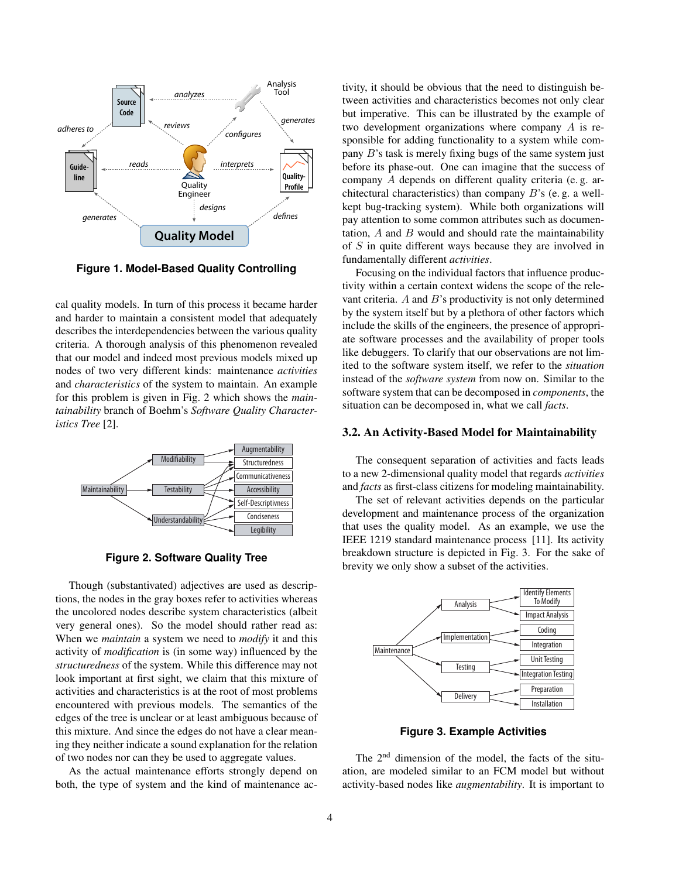Figure 1. Model-Based Quality Controlling

cal quality models. In turn of this process it became harder and harder to maintain a consistent model that adequately describes the interdependencies between the various quality criteria. A thorough analysis of this phenomenon revealed that our model and indeed most previous models mixed up nodes of two very different kinds: maintenance *activities* and *characteristics* of the system to maintain. An example for this problem is given in Fig. 2 which shows the *maintainability* branch of Boehm's *Software Quality Characteristics Tree* [2].

Figure 2. Software Quality Tree

Though (substantivated) adjectives are used as descriptions, the nodes in the gray boxes refer to activities whereas the uncolored nodes describe system characteristics (albeit very general ones). So the model should rather read as: When we *maintain* a system we need to *modify* it and this activity of *modification* is (in some way) influenced by the *structuredness* of the system. While this difference may not look important at first sight, we claim that this mixture of activities and characteristics is at the root of most problems encountered with previous models. The semantics of the edges of the tree is unclear or at least ambiguous because of this mixture. And since the edges do not have a clear meaning they neither indicate a sound explanation for the relation of two nodes nor can they be used to aggregate values.

As the actual maintenance efforts strongly depend on both, the type of system and the kind of maintenance activity, it should be obvious that the need to distinguish between activities and characteristics becomes not only clear but imperative. This can be illustrated by the example of two development organizations where company $A$ is responsible for adding functionality to a system while company $B$'s task is merely fixing bugs of the same system just before its phase-out. One can imagine that the success of company $A$ depends on different quality criteria (e. g. architectural characteristics) than company $B$'s (e. g. a well-kept bug-tracking system). While both organizations will pay attention to some common attributes such as documentation, $A$ and $B$ would and should rate the maintainability of $S$ in quite different ways because they are involved in fundamentally different *activities*.

Focusing on the individual factors that influence productivity within a certain context widens the scope of the relevant criteria. $A$ and $B$'s productivity is not only determined by the system itself but by a plethora of other factors which include the skills of the engineers, the presence of appropriate software processes and the availability of proper tools like debuggers. To clarify that our observations are not limited to the software system itself, we refer to the *situation* instead of the *software system* from now on. Similar to the software system that can be decomposed in *components*, the situation can be decomposed in, what we call *facts*.

### 3.2. An Activity-Based Model for Maintainability

The consequent separation of activities and facts leads to a new 2-dimensional quality model that regards *activities* and *facts* as first-class citizens for modeling maintainability.

The set of relevant activities depends on the particular development and maintenance process of the organization that uses the quality model. As an example, we use the IEEE 1219 standard maintenance process [11]. Its activity breakdown structure is depicted in Fig. 3. For the sake of brevity we only show a subset of the activities.

Figure 3. Example Activities

The 2nd dimension of the model, the facts of the situation, are modeled similar to an FCM model but without activity-based nodes like *augmentability*. It is important to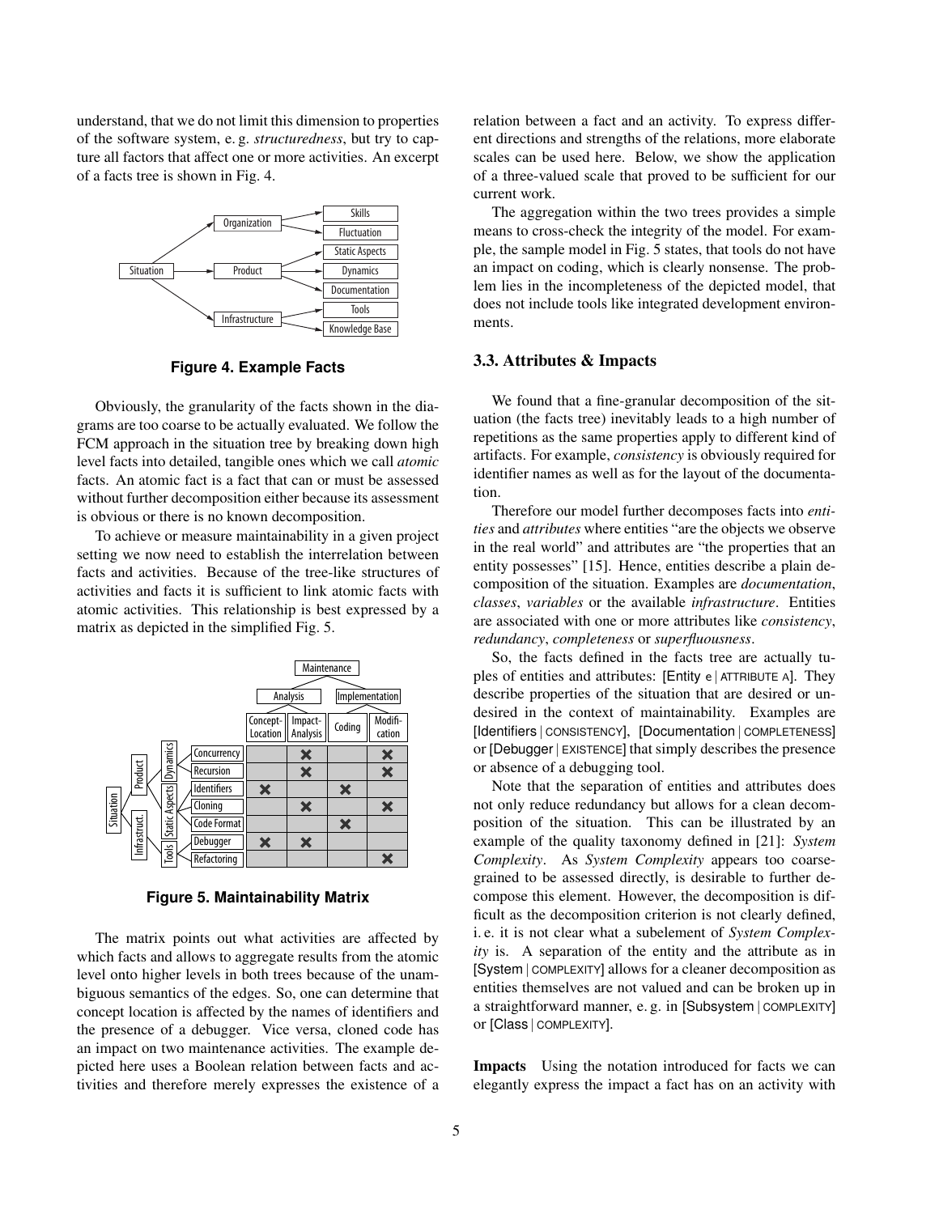understand, that we do not limit this dimension to properties of the software system, e. g. *structuredness*, but try to capture all factors that affect one or more activities. An excerpt of a facts tree is shown in Fig. 4.

Situation
Organization
Product
Infrastructure
Skills
Fluctuation
Static Aspects
Dynamics
Documentation
Tools
Knowledge Base

**Figure 4. Example Facts**

Obviously, the granularity of the facts shown in the diagrams are too coarse to be actually evaluated. We follow the FCM approach in the situation tree by breaking down high level facts into detailed, tangible ones which we call *atomic* facts. An atomic fact is a fact that can or must be assessed without further decomposition either because its assessment is obvious or there is no known decomposition.

To achieve or measure maintainability in a given project setting we now need to establish the interrelation between facts and activities. Because of the tree-like structures of activities and facts it is sufficient to link atomic facts with atomic activities. This relationship is best expressed by a matrix as depicted in the simplified Fig. 5.

Maintenance
Analysis
Implementation
Concept-Location
Impact-Analysis
Coding
Modification
Situation
Product
Infrastruct.
Dynamics
Static Aspects
Tools
Concurrency
Recursion
Identifiers
Cloning
Code Format
Debugger
Refactoring

**Figure 5. Maintainability Matrix**

The matrix points out what activities are affected by which facts and allows to aggregate results from the atomic level onto higher levels in both trees because of the unambiguous semantics of the edges. So, one can determine that concept location is affected by the names of identifiers and the presence of a debugger. Vice versa, cloned code has an impact on two maintenance activities. The example depicted here uses a Boolean relation between facts and activities and therefore merely expresses the existence of a relation between a fact and an activity. To express different directions and strengths of the relations, more elaborate scales can be used here. Below, we show the application of a three-valued scale that proved to be sufficient for our current work.

The aggregation within the two trees provides a simple means to cross-check the integrity of the model. For example, the sample model in Fig. 5 states, that tools do not have an impact on coding, which is clearly nonsense. The problem lies in the incompleteness of the depicted model, that does not include tools like integrated development environments.

### 3.3. Attributes & Impacts

We found that a fine-granular decomposition of the situation (the facts tree) inevitably leads to a high number of repetitions as the same properties apply to different kind of artifacts. For example, *consistency* is obviously required for identifier names as well as for the layout of the documentation.

Therefore our model further decomposes facts into *entities* and *attributes* where entities "are the objects we observe in the real world" and attributes are "the properties that an entity possesses" [15]. Hence, entities describe a plain decomposition of the situation. Examples are *documentation*, *classes*, *variables* or the available *infrastructure*. Entities are associated with one or more attributes like *consistency*, *redundancy*, *completeness* or *superfluousness*.

So, the facts defined in the facts tree are actually tuples of entities and attributes: [Entity e | ATTRIBUTE A]. They describe properties of the situation that are desired or undesired in the context of maintainability. Examples are [Identifiers | CONSISTENCY], [Documentation | COMPLETENESS] or [Debugger | EXISTENCE] that simply describes the presence or absence of a debugging tool.

Note that the separation of entities and attributes does not only reduce redundancy but allows for a clean decomposition of the situation. This can be illustrated by an example of the quality taxonomy defined in [21]: *System Complexity*. As *System Complexity* appears too coarse-grained to be assessed directly, is desirable to further decompose this element. However, the decomposition is difficult as the decomposition criterion is not clearly defined, i. e. it is not clear what a subelement of *System Complexity* is. A separation of the entity and the attribute as in [System | COMPLEXITY] allows for a cleaner decomposition as entities themselves are not valued and can be broken up in a straightforward manner, e. g. in [Subsystem | COMPLEXITY] or [Class | COMPLEXITY].

**Impacts** Using the notation introduced for facts we can elegantly express the impact a fact has on an activity with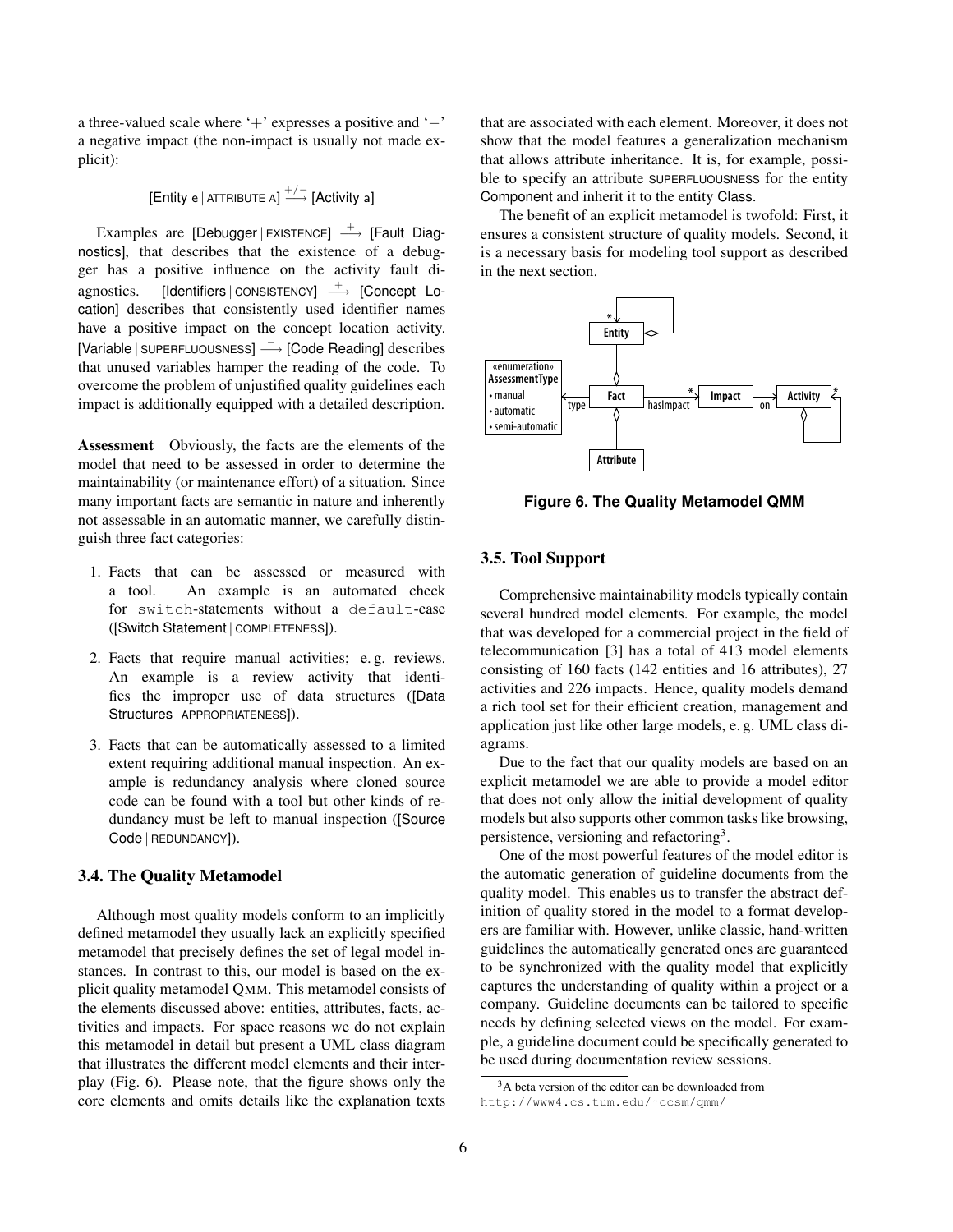a three-valued scale where '+' expresses a positive and '−' a negative impact (the non-impact is usually not made explicit):

$$[\text{Entity } e \mid \text{ATTRIBUTE } A] \xrightarrow{+/-} [\text{Activity } a]$$

Examples are [Debugger | EXISTENCE] $\xrightarrow{+}$ [Fault Diagnostics], that describes that the existence of a debugger has a positive influence on the activity fault diagnostics. [Identifiers | CONSISTENCY] $\xrightarrow{+}$ [Concept Location] describes that consistently used identifier names have a positive impact on the concept location activity. [Variable | SUPERFLUOUSNESS] $\xrightarrow{-}$ [Code Reading] describes that unused variables hamper the reading of the code. To overcome the problem of unjustified quality guidelines each impact is additionally equipped with a detailed description.

**Assessment** Obviously, the facts are the elements of the model that need to be assessed in order to determine the maintainability (or maintenance effort) of a situation. Since many important facts are semantic in nature and inherently not assessable in an automatic manner, we carefully distinguish three fact categories:

1. Facts that can be assessed or measured with a tool. An example is an automated check for `switch`-statements without a `default`-case ([Switch Statement | COMPLETENESS]).
2. Facts that require manual activities; e. g. reviews. An example is a review activity that identifies the improper use of data structures ([Data Structures | APPROPRIATENESS]).
3. Facts that can be automatically assessed to a limited extent requiring additional manual inspection. An example is redundancy analysis where cloned source code can be found with a tool but other kinds of redundancy must be left to manual inspection ([Source Code | REDUNDANCY]).

### 3.4. The Quality Metamodel

Although most quality models conform to an implicitly defined metamodel they usually lack an explicitly specified metamodel that precisely defines the set of legal model instances. In contrast to this, our model is based on the explicit quality metamodel QMM. This metamodel consists of the elements discussed above: entities, attributes, facts, activities and impacts. For space reasons we do not explain this metamodel in detail but present a UML class diagram that illustrates the different model elements and their interplay (Fig. 6). Please note, that the figure shows only the core elements and omits details like the explanation texts that are associated with each element. Moreover, it does not show that the model features a generalization mechanism that allows attribute inheritance. It is, for example, possible to specify an attribute SUPERFLUOUSNESS for the entity Component and inherit it to the entity Class.

The benefit of an explicit metamodel is twofold: First, it ensures a consistent structure of quality models. Second, it is a necessary basis for modeling tool support as described in the next section.

«enumeration»
AssessmentType
• manual
• automatic
• semi-automatic

Entity
Fact
Impact
Activity
Attribute
type
hasImpact
on
*

**Figure 6. The Quality Metamodel QMM**

### 3.5. Tool Support

Comprehensive maintainability models typically contain several hundred model elements. For example, the model that was developed for a commercial project in the field of telecommunication [3] has a total of 413 model elements consisting of 160 facts (142 entities and 16 attributes), 27 activities and 226 impacts. Hence, quality models demand a rich tool set for their efficient creation, management and application just like other large models, e. g. UML class diagrams.

Due to the fact that our quality models are based on an explicit metamodel we are able to provide a model editor that does not only allow the initial development of quality models but also supports other common tasks like browsing, persistence, versioning and refactoring[3].

One of the most powerful features of the model editor is the automatic generation of guideline documents from the quality model. This enables us to transfer the abstract definition of quality stored in the model to a format developers are familiar with. However, unlike classic, hand-written guidelines the automatically generated ones are guaranteed to be synchronized with the quality model that explicitly captures the understanding of quality within a project or a company. Guideline documents can be tailored to specific needs by defining selected views on the model. For example, a guideline document could be specifically generated to be used during documentation review sessions.

[3] A beta version of the editor can be downloaded from http://www4.cs.tum.edu/~ccsm/qmm/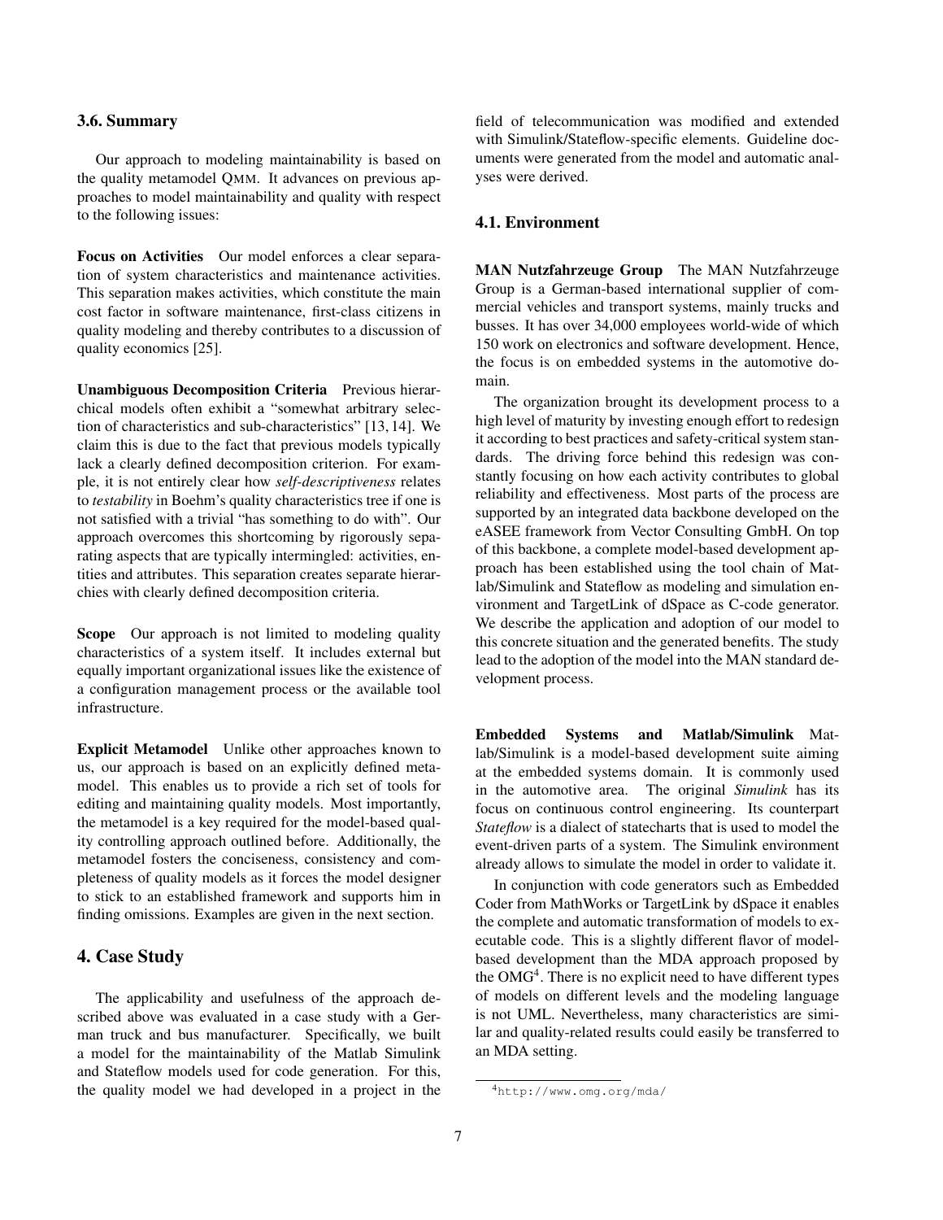### 3.6. Summary

Our approach to modeling maintainability is based on the quality metamodel QMM. It advances on previous approaches to model maintainability and quality with respect to the following issues:

**Focus on Activities** Our model enforces a clear separation of system characteristics and maintenance activities. This separation makes activities, which constitute the main cost factor in software maintenance, first-class citizens in quality modeling and thereby contributes to a discussion of quality economics [25].

**Unambiguous Decomposition Criteria** Previous hierarchical models often exhibit a "somewhat arbitrary selection of characteristics and sub-characteristics" [13, 14]. We claim this is due to the fact that previous models typically lack a clearly defined decomposition criterion. For example, it is not entirely clear how *self-descriptiveness* relates to *testability* in Boehm's quality characteristics tree if one is not satisfied with a trivial "has something to do with". Our approach overcomes this shortcoming by rigorously separating aspects that are typically intermingled: activities, entities and attributes. This separation creates separate hierarchies with clearly defined decomposition criteria.

**Scope** Our approach is not limited to modeling quality characteristics of a system itself. It includes external but equally important organizational issues like the existence of a configuration management process or the available tool infrastructure.

**Explicit Metamodel** Unlike other approaches known to us, our approach is based on an explicitly defined metamodel. This enables us to provide a rich set of tools for editing and maintaining quality models. Most importantly, the metamodel is a key required for the model-based quality controlling approach outlined before. Additionally, the metamodel fosters the conciseness, consistency and completeness of quality models as it forces the model designer to stick to an established framework and supports him in finding omissions. Examples are given in the next section.

## 4. Case Study

The applicability and usefulness of the approach described above was evaluated in a case study with a German truck and bus manufacturer. Specifically, we built a model for the maintainability of the Matlab Simulink and Stateflow models used for code generation. For this, the quality model we had developed in a project in the field of telecommunication was modified and extended with Simulink/Stateflow-specific elements. Guideline documents were generated from the model and automatic analyses were derived.

### 4.1. Environment

**MAN Nutzfahrzeuge Group** The MAN Nutzfahrzeuge Group is a German-based international supplier of commercial vehicles and transport systems, mainly trucks and busses. It has over 34,000 employees world-wide of which 150 work on electronics and software development. Hence, the focus is on embedded systems in the automotive domain.

The organization brought its development process to a high level of maturity by investing enough effort to redesign it according to best practices and safety-critical system standards. The driving force behind this redesign was constantly focusing on how each activity contributes to global reliability and effectiveness. Most parts of the process are supported by an integrated data backbone developed on the eASEE framework from Vector Consulting GmbH. On top of this backbone, a complete model-based development approach has been established using the tool chain of Matlab/Simulink and Stateflow as modeling and simulation environment and TargetLink of dSpace as C-code generator. We describe the application and adoption of our model to this concrete situation and the generated benefits. The study lead to the adoption of the model into the MAN standard development process.

**Embedded Systems and Matlab/Simulink** Matlab/Simulink is a model-based development suite aiming at the embedded systems domain. It is commonly used in the automotive area. The original *Simulink* has its focus on continuous control engineering. Its counterpart *Stateflow* is a dialect of statecharts that is used to model the event-driven parts of a system. The Simulink environment already allows to simulate the model in order to validate it.

In conjunction with code generators such as Embedded Coder from MathWorks or TargetLink by dSpace it enables the complete and automatic transformation of models to executable code. This is a slightly different flavor of model-based development than the MDA approach proposed by the OMG[4]. There is no explicit need to have different types of models on different levels and the modeling language is not UML. Nevertheless, many characteristics are similar and quality-related results could easily be transferred to an MDA setting.

[4] http://www.omg.org/mda/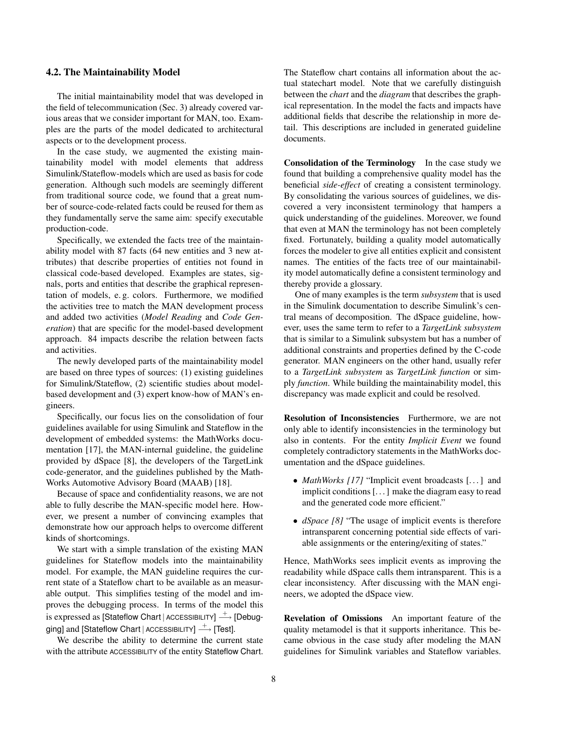### 4.2. The Maintainability Model

The initial maintainability model that was developed in the field of telecommunication (Sec. 3) already covered various areas that we consider important for MAN, too. Examples are the parts of the model dedicated to architectural aspects or to the development process.

In the case study, we augmented the existing maintainability model with model elements that address Simulink/Stateflow-models which are used as basis for code generation. Although such models are seemingly different from traditional source code, we found that a great number of source-code-related facts could be reused for them as they fundamentally serve the same aim: specify executable production-code.

Specifically, we extended the facts tree of the maintainability model with 87 facts (64 new entities and 3 new attributes) that describe properties of entities not found in classical code-based developed. Examples are states, signals, ports and entities that describe the graphical representation of models, e. g. colors. Furthermore, we modified the activities tree to match the MAN development process and added two activities (*Model Reading* and *Code Generation*) that are specific for the model-based development approach. 84 impacts describe the relation between facts and activities.

The newly developed parts of the maintainability model are based on three types of sources: (1) existing guidelines for Simulink/Stateflow, (2) scientific studies about model-based development and (3) expert know-how of MAN's engineers.

Specifically, our focus lies on the consolidation of four guidelines available for using Simulink and Stateflow in the development of embedded systems: the MathWorks documentation [17], the MAN-internal guideline, the guideline provided by dSpace [8], the developers of the TargetLink code-generator, and the guidelines published by the MathWorks Automotive Advisory Board (MAAB) [18].

Because of space and confidentiality reasons, we are not able to fully describe the MAN-specific model here. However, we present a number of convincing examples that demonstrate how our approach helps to overcome different kinds of shortcomings.

We start with a simple translation of the existing MAN guidelines for Stateflow models into the maintainability model. For example, the MAN guideline requires the current state of a Stateflow chart to be available as an measurable output. This simplifies testing of the model and improves the debugging process. In terms of the model this is expressed as [Stateflow Chart | ACCESSIBILITY] $\xrightarrow{+}$ [Debugging] and [Stateflow Chart | ACCESSIBILITY] $\xrightarrow{+}$ [Test].

We describe the ability to determine the current state with the attribute ACCESSIBILITY of the entity Stateflow Chart. The Stateflow chart contains all information about the actual statechart model. Note that we carefully distinguish between the *chart* and the *diagram* that describes the graphical representation. In the model the facts and impacts have additional fields that describe the relationship in more detail. This descriptions are included in generated guideline documents.

**Consolidation of the Terminology** In the case study we found that building a comprehensive quality model has the beneficial *side-effect* of creating a consistent terminology. By consolidating the various sources of guidelines, we discovered a very inconsistent terminology that hampers a quick understanding of the guidelines. Moreover, we found that even at MAN the terminology has not been completely fixed. Fortunately, building a quality model automatically forces the modeler to give all entities explicit and consistent names. The entities of the facts tree of our maintainability model automatically define a consistent terminology and thereby provide a glossary.

One of many examples is the term *subsystem* that is used in the Simulink documentation to describe Simulink's central means of decomposition. The dSpace guideline, however, uses the same term to refer to a *TargetLink subsystem* that is similar to a Simulink subsystem but has a number of additional constraints and properties defined by the C-code generator. MAN engineers on the other hand, usually refer to a *TargetLink subsystem* as *TargetLink function* or simply *function*. While building the maintainability model, this discrepancy was made explicit and could be resolved.

**Resolution of Inconsistencies** Furthermore, we are not only able to identify inconsistencies in the terminology but also in contents. For the entity *Implicit Event* we found completely contradictory statements in the MathWorks documentation and the dSpace guidelines.

- *MathWorks [17]* "Implicit event broadcasts [...] and implicit conditions [...] make the diagram easy to read and the generated code more efficient."
- *dSpace [8]* "The usage of implicit events is therefore intransparent concerning potential side effects of variable assignments or the entering/exiting of states."

Hence, MathWorks sees implicit events as improving the readability while dSpace calls them intransparent. This is a clear inconsistency. After discussing with the MAN engineers, we adopted the dSpace view.

**Revelation of Omissions** An important feature of the quality metamodel is that it supports inheritance. This became obvious in the case study after modeling the MAN guidelines for Simulink variables and Stateflow variables.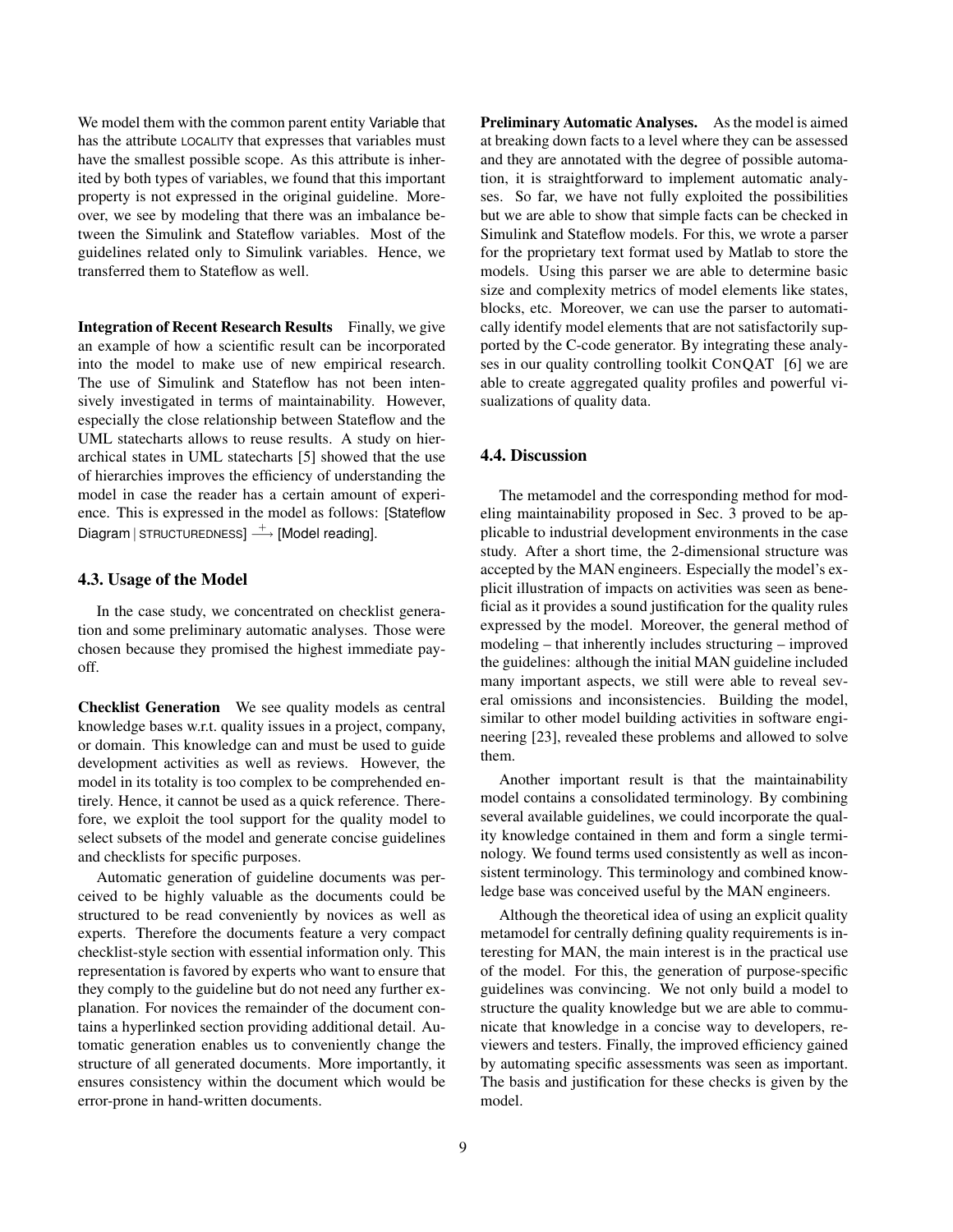We model them with the common parent entity Variable that has the attribute LOCALITY that expresses that variables must have the smallest possible scope. As this attribute is inherited by both types of variables, we found that this important property is not expressed in the original guideline. Moreover, we see by modeling that there was an imbalance between the Simulink and Stateflow variables. Most of the guidelines related only to Simulink variables. Hence, we transferred them to Stateflow as well.

**Integration of Recent Research Results** Finally, we give an example of how a scientific result can be incorporated into the model to make use of new empirical research. The use of Simulink and Stateflow has not been intensively investigated in terms of maintainability. However, especially the close relationship between Stateflow and the UML statecharts allows to reuse results. A study on hierarchical states in UML statecharts [5] showed that the use of hierarchies improves the efficiency of understanding the model in case the reader has a certain amount of experience. This is expressed in the model as follows: [Stateflow Diagram | STRUCTUREDNESS] $\xrightarrow{+}$ [Model reading].

### 4.3. Usage of the Model

In the case study, we concentrated on checklist generation and some preliminary automatic analyses. Those were chosen because they promised the highest immediate payoff.

**Checklist Generation** We see quality models as central knowledge bases w.r.t. quality issues in a project, company, or domain. This knowledge can and must be used to guide development activities as well as reviews. However, the model in its totality is too complex to be comprehended entirely. Hence, it cannot be used as a quick reference. Therefore, we exploit the tool support for the quality model to select subsets of the model and generate concise guidelines and checklists for specific purposes.

Automatic generation of guideline documents was perceived to be highly valuable as the documents could be structured to be read conveniently by novices as well as experts. Therefore the documents feature a very compact checklist-style section with essential information only. This representation is favored by experts who want to ensure that they comply to the guideline but do not need any further explanation. For novices the remainder of the document contains a hyperlinked section providing additional detail. Automatic generation enables us to conveniently change the structure of all generated documents. More importantly, it ensures consistency within the document which would be error-prone in hand-written documents.

**Preliminary Automatic Analyses.** As the model is aimed at breaking down facts to a level where they can be assessed and they are annotated with the degree of possible automation, it is straightforward to implement automatic analyses. So far, we have not fully exploited the possibilities but we are able to show that simple facts can be checked in Simulink and Stateflow models. For this, we wrote a parser for the proprietary text format used by Matlab to store the models. Using this parser we are able to determine basic size and complexity metrics of model elements like states, blocks, etc. Moreover, we can use the parser to automatically identify model elements that are not satisfactorily supported by the C-code generator. By integrating these analyses in our quality controlling toolkit CONQAT [6] we are able to create aggregated quality profiles and powerful visualizations of quality data.

### 4.4. Discussion

The metamodel and the corresponding method for modeling maintainability proposed in Sec. 3 proved to be applicable to industrial development environments in the case study. After a short time, the 2-dimensional structure was accepted by the MAN engineers. Especially the model's explicit illustration of impacts on activities was seen as beneficial as it provides a sound justification for the quality rules expressed by the model. Moreover, the general method of modeling – that inherently includes structuring – improved the guidelines: although the initial MAN guideline included many important aspects, we still were able to reveal several omissions and inconsistencies. Building the model, similar to other model building activities in software engineering [23], revealed these problems and allowed to solve them.

Another important result is that the maintainability model contains a consolidated terminology. By combining several available guidelines, we could incorporate the quality knowledge contained in them and form a single terminology. We found terms used consistently as well as inconsistent terminology. This terminology and combined knowledge base was conceived useful by the MAN engineers.

Although the theoretical idea of using an explicit quality metamodel for centrally defining quality requirements is interesting for MAN, the main interest is in the practical use of the model. For this, the generation of purpose-specific guidelines was convincing. We not only build a model to structure the quality knowledge but we are able to communicate that knowledge in a concise way to developers, reviewers and testers. Finally, the improved efficiency gained by automating specific assessments was seen as important. The basis and justification for these checks is given by the model.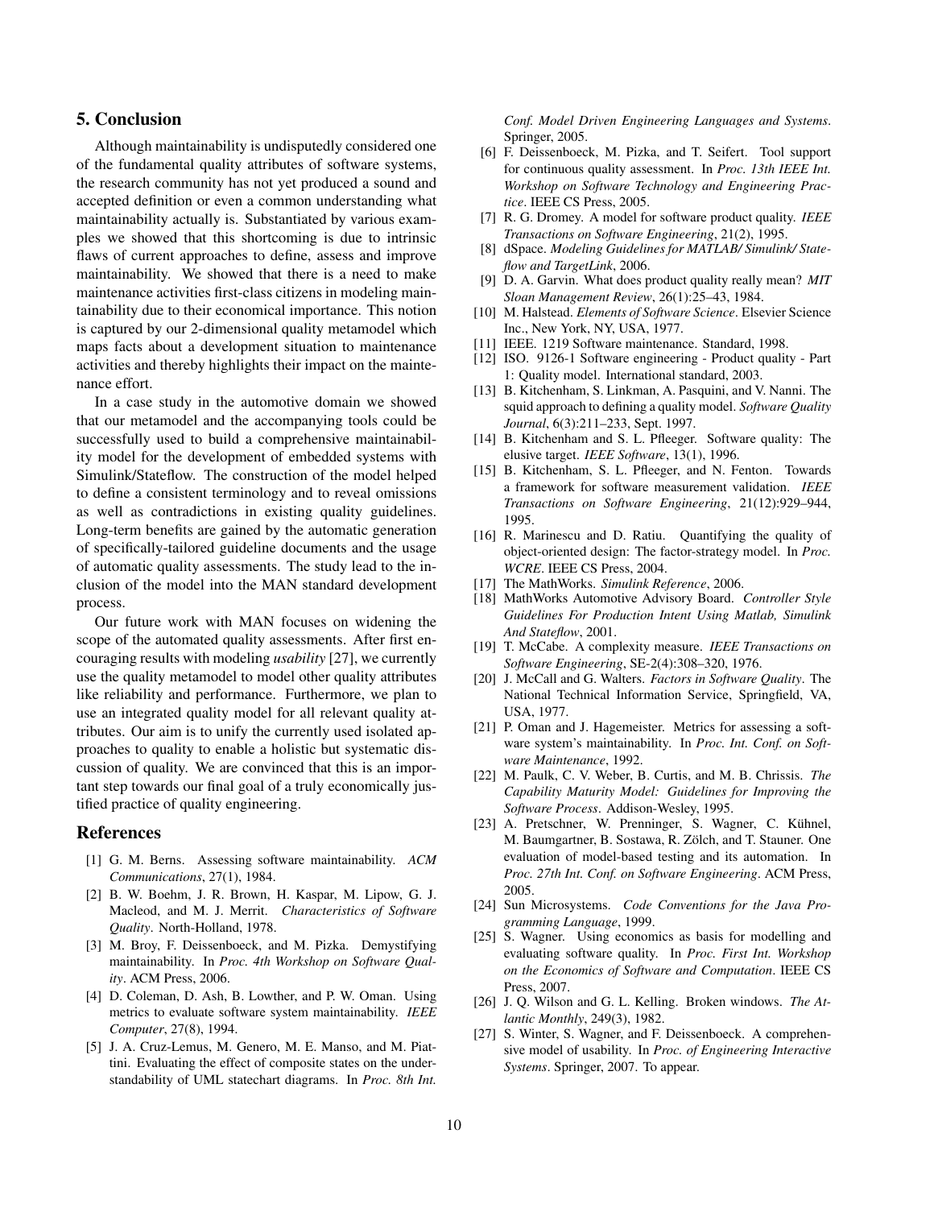## 5. Conclusion

Although maintainability is undisputedly considered one of the fundamental quality attributes of software systems, the research community has not yet produced a sound and accepted definition or even a common understanding what maintainability actually is. Substantiated by various examples we showed that this shortcoming is due to intrinsic flaws of current approaches to define, assess and improve maintainability. We showed that there is a need to make maintenance activities first-class citizens in modeling maintainability due to their economical importance. This notion is captured by our 2-dimensional quality metamodel which maps facts about a development situation to maintenance activities and thereby highlights their impact on the maintenance effort.

In a case study in the automotive domain we showed that our metamodel and the accompanying tools could be successfully used to build a comprehensive maintainability model for the development of embedded systems with Simulink/Stateflow. The construction of the model helped to define a consistent terminology and to reveal omissions as well as contradictions in existing quality guidelines. Long-term benefits are gained by the automatic generation of specifically-tailored guideline documents and the usage of automatic quality assessments. The study lead to the inclusion of the model into the MAN standard development process.

Our future work with MAN focuses on widening the scope of the automated quality assessments. After first encouraging results with modeling *usability* [27], we currently use the quality metamodel to model other quality attributes like reliability and performance. Furthermore, we plan to use an integrated quality model for all relevant quality attributes. Our aim is to unify the currently used isolated approaches to quality to enable a holistic but systematic discussion of quality. We are convinced that this is an important step towards our final goal of a truly economically justified practice of quality engineering.

## References

[1] G. M. Berns. Assessing software maintainability. *ACM Communications*, 27(1), 1984.

[2] B. W. Boehm, J. R. Brown, H. Kaspar, M. Lipow, G. J. Macleod, and M. J. Merrit. *Characteristics of Software Quality*. North-Holland, 1978.

[3] M. Broy, F. Deissenboeck, and M. Pizka. Demystifying maintainability. In *Proc. 4th Workshop on Software Quality*. ACM Press, 2006.

[4] D. Coleman, D. Ash, B. Lowther, and P. W. Oman. Using metrics to evaluate software system maintainability. *IEEE Computer*, 27(8), 1994.

[5] J. A. Cruz-Lemus, M. Genero, M. E. Manso, and M. Piattini. Evaluating the effect of composite states on the understandability of UML statechart diagrams. In *Proc. 8th Int. Conf. Model Driven Engineering Languages and Systems*. Springer, 2005.

[6] F. Deissenboeck, M. Pizka, and T. Seifert. Tool support for continuous quality assessment. In *Proc. 13th IEEE Int. Workshop on Software Technology and Engineering Practice*. IEEE CS Press, 2005.

[7] R. G. Dromey. A model for software product quality. *IEEE Transactions on Software Engineering*, 21(2), 1995.

[8] dSpace. *Modeling Guidelines for MATLAB/ Simulink/ Stateflow and TargetLink*, 2006.

[9] D. A. Garvin. What does product quality really mean? *MIT Sloan Management Review*, 26(1):25–43, 1984.

[10] M. Halstead. *Elements of Software Science*. Elsevier Science Inc., New York, NY, USA, 1977.

[11] IEEE. 1219 Software maintenance. Standard, 1998.

[12] ISO. 9126-1 Software engineering - Product quality - Part 1: Quality model. International standard, 2003.

[13] B. Kitchenham, S. Linkman, A. Pasquini, and V. Nanni. The squid approach to defining a quality model. *Software Quality Journal*, 6(3):211–233, Sept. 1997.

[14] B. Kitchenham and S. L. Pfleeger. Software quality: The elusive target. *IEEE Software*, 13(1), 1996.

[15] B. Kitchenham, S. L. Pfleeger, and N. Fenton. Towards a framework for software measurement validation. *IEEE Transactions on Software Engineering*, 21(12):929–944, 1995.

[16] R. Marinescu and D. Ratiu. Quantifying the quality of object-oriented design: The factor-strategy model. In *Proc. WCRE*. IEEE CS Press, 2004.

[17] The MathWorks. *Simulink Reference*, 2006.

[18] MathWorks Automotive Advisory Board. *Controller Style Guidelines For Production Intent Using Matlab, Simulink And Stateflow*, 2001.

[19] T. McCabe. A complexity measure. *IEEE Transactions on Software Engineering*, SE-2(4):308–320, 1976.

[20] J. McCall and G. Walters. *Factors in Software Quality*. The National Technical Information Service, Springfield, VA, USA, 1977.

[21] P. Oman and J. Hagemeister. Metrics for assessing a software system's maintainability. In *Proc. Int. Conf. on Software Maintenance*, 1992.

[22] M. Paulk, C. V. Weber, B. Curtis, and M. B. Chrissis. *The Capability Maturity Model: Guidelines for Improving the Software Process*. Addison-Wesley, 1995.

[23] A. Pretschner, W. Prenninger, S. Wagner, C. Kühnel, M. Baumgartner, B. Sostawa, R. Zölch, and T. Stauner. One evaluation of model-based testing and its automation. In *Proc. 27th Int. Conf. on Software Engineering*. ACM Press, 2005.

[24] Sun Microsystems. *Code Conventions for the Java Programming Language*, 1999.

[25] S. Wagner. Using economics as basis for modelling and evaluating software quality. In *Proc. First Int. Workshop on the Economics of Software and Computation*. IEEE CS Press, 2007.

[26] J. Q. Wilson and G. L. Kelling. Broken windows. *The Atlantic Monthly*, 249(3), 1982.

[27] S. Winter, S. Wagner, and F. Deissenboeck. A comprehensive model of usability. In *Proc. of Engineering Interactive Systems*. Springer, 2007. To appear.